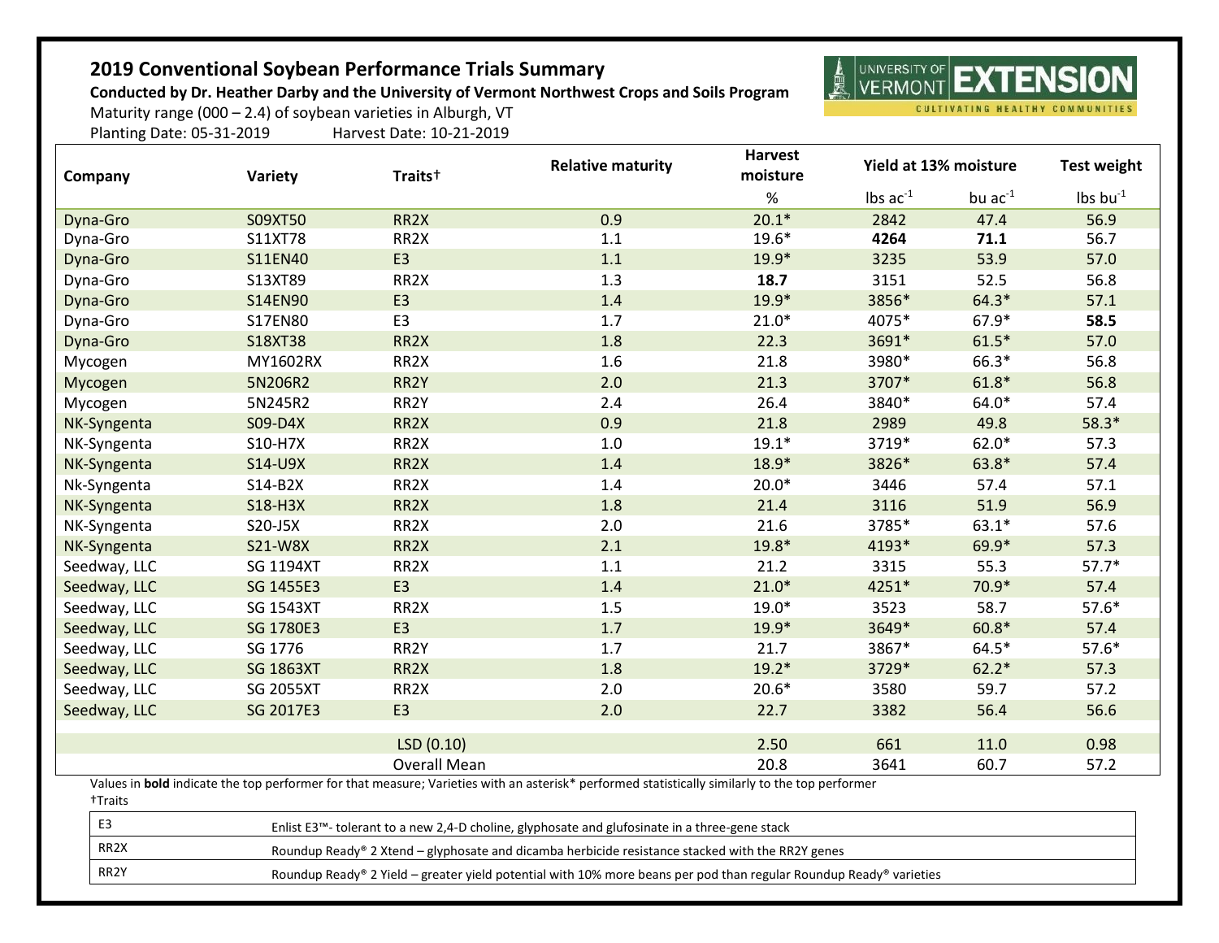# 2019 Conventional Soybean Performance Trials Summary

**Conducted by Dr. Heather Darby and the University of Vermont Northwest Crops and Soils Program**

Maturity range (000 – 2.4) of soybean varieties in Alburgh, VT

Planting Date: 05-31-2019 Harvest Date: 10-21-2019

| Company | Variety | Traits† | Relative maturity | Harvest moisture | Yield at 13% moisture | | Test weight |
|---|---|---|---|---|---|---|---|
| | | | | % | lbs $ac^{-1}$ | bu $ac^{-1}$ | lbs $bu^{-1}$ |
| Dyna-Gro | S09XT50 | RR2X | 0.9 | 20.1* | 2842 | 47.4 | 56.9 |
| Dyna-Gro | S11XT78 | RR2X | 1.1 | 19.6* | **4264** | **71.1** | 56.7 |
| Dyna-Gro | S11EN40 | E3 | 1.1 | 19.9* | 3235 | 53.9 | 57.0 |
| Dyna-Gro | S13XT89 | RR2X | 1.3 | **18.7** | 3151 | 52.5 | 56.8 |
| Dyna-Gro | S14EN90 | E3 | 1.4 | 19.9* | 3856* | 64.3* | 57.1 |
| Dyna-Gro | S17EN80 | E3 | 1.7 | 21.0* | 4075* | 67.9* | **58.5** |
| Dyna-Gro | S18XT38 | RR2X | 1.8 | 22.3 | 3691* | 61.5* | 57.0 |
| Mycogen | MY1602RX | RR2X | 1.6 | 21.8 | 3980* | 66.3* | 56.8 |
| Mycogen | 5N206R2 | RR2Y | 2.0 | 21.3 | 3707* | 61.8* | 56.8 |
| Mycogen | 5N245R2 | RR2Y | 2.4 | 26.4 | 3840* | 64.0* | 57.4 |
| NK-Syngenta | S09-D4X | RR2X | 0.9 | 21.8 | 2989 | 49.8 | 58.3* |
| NK-Syngenta | S10-H7X | RR2X | 1.0 | 19.1* | 3719* | 62.0* | 57.3 |
| NK-Syngenta | S14-U9X | RR2X | 1.4 | 18.9* | 3826* | 63.8* | 57.4 |
| Nk-Syngenta | S14-B2X | RR2X | 1.4 | 20.0* | 3446 | 57.4 | 57.1 |
| NK-Syngenta | S18-H3X | RR2X | 1.8 | 21.4 | 3116 | 51.9 | 56.9 |
| NK-Syngenta | S20-J5X | RR2X | 2.0 | 21.6 | 3785* | 63.1* | 57.6 |
| NK-Syngenta | S21-W8X | RR2X | 2.1 | 19.8* | 4193* | 69.9* | 57.3 |
| Seedway, LLC | SG 1194XT | RR2X | 1.1 | 21.2 | 3315 | 55.3 | 57.7* |
| Seedway, LLC | SG 1455E3 | E3 | 1.4 | 21.0* | 4251* | 70.9* | 57.4 |
| Seedway, LLC | SG 1543XT | RR2X | 1.5 | 19.0* | 3523 | 58.7 | 57.6* |
| Seedway, LLC | SG 1780E3 | E3 | 1.7 | 19.9* | 3649* | 60.8* | 57.4 |
| Seedway, LLC | SG 1776 | RR2Y | 1.7 | 21.7 | 3867* | 64.5* | 57.6* |
| Seedway, LLC | SG 1863XT | RR2X | 1.8 | 19.2* | 3729* | 62.2* | 57.3 |
| Seedway, LLC | SG 2055XT | RR2X | 2.0 | 20.6* | 3580 | 59.7 | 57.2 |
| Seedway, LLC | SG 2017E3 | E3 | 2.0 | 22.7 | 3382 | 56.4 | 56.6 |
| | | LSD (0.10) | | 2.50 | 661 | 11.0 | 0.98 |
| | | Overall Mean | | 20.8 | 3641 | 60.7 | 57.2 |

Values in **bold** indicate the top performer for that measure; Varieties with an asterisk* performed statistically similarly to the top performer

†Traits

| Trait | Description |
|---|---|
| E3 | Enlist E3™- tolerant to a new 2,4-D choline, glyphosate and glufosinate in a three-gene stack |
| RR2X | Roundup Ready® 2 Xtend – glyphosate and dicamba herbicide resistance stacked with the RR2Y genes |
| RR2Y | Roundup Ready® 2 Yield – greater yield potential with 10% more beans per pod than regular Roundup Ready® varieties |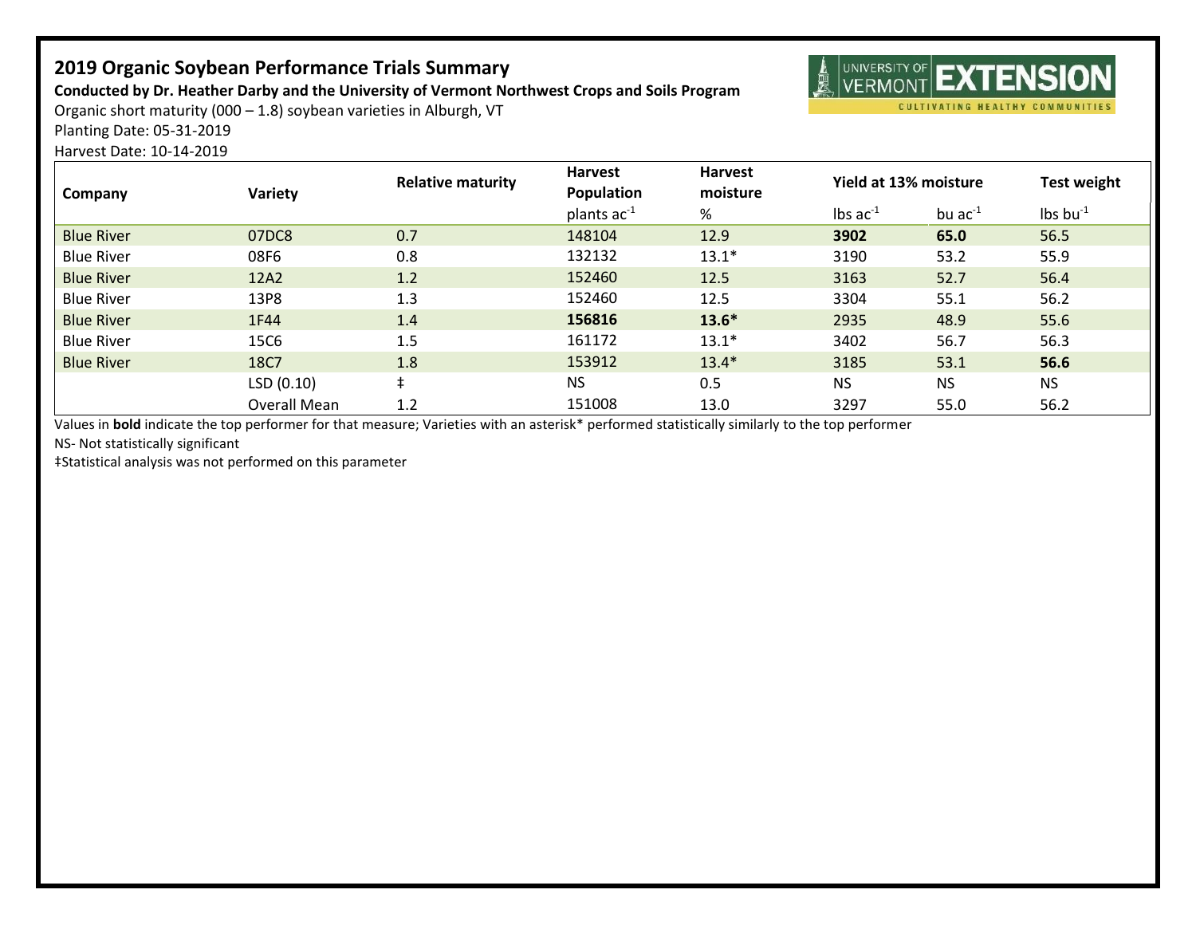# 2019 Organic Soybean Performance Trials Summary

**Conducted by Dr. Heather Darby and the University of Vermont Northwest Crops and Soils Program**

Organic short maturity (000 – 1.8) soybean varieties in Alburgh, VT

Planting Date: 05-31-2019

Harvest Date: 10-14-2019

| Company | Variety | Relative maturity | Harvest Population | Harvest moisture | Yield at 13% moisture | | Test weight |
|---|---|---|---|---|---|---|---|
| | | | plants $ac^{-1}$ | % | lbs $ac^{-1}$ | bu $ac^{-1}$ | lbs $bu^{-1}$ |
| Blue River | 07DC8 | 0.7 | 148104 | 12.9 | **3902** | **65.0** | 56.5 |
| Blue River | 08F6 | 0.8 | 132132 | 13.1* | 3190 | 53.2 | 55.9 |
| Blue River | 12A2 | 1.2 | 152460 | 12.5 | 3163 | 52.7 | 56.4 |
| Blue River | 13P8 | 1.3 | 152460 | 12.5 | 3304 | 55.1 | 56.2 |
| Blue River | 1F44 | 1.4 | **156816** | **13.6*** | 2935 | 48.9 | 55.6 |
| Blue River | 15C6 | 1.5 | 161172 | 13.1* | 3402 | 56.7 | 56.3 |
| Blue River | 18C7 | 1.8 | 153912 | 13.4* | 3185 | 53.1 | **56.6** |
| | LSD (0.10) | ‡ | NS | 0.5 | NS | NS | NS |
| | Overall Mean | 1.2 | 151008 | 13.0 | 3297 | 55.0 | 56.2 |

Values in **bold** indicate the top performer for that measure; Varieties with an asterisk* performed statistically similarly to the top performer

NS- Not statistically significant

‡Statistical analysis was not performed on this parameter